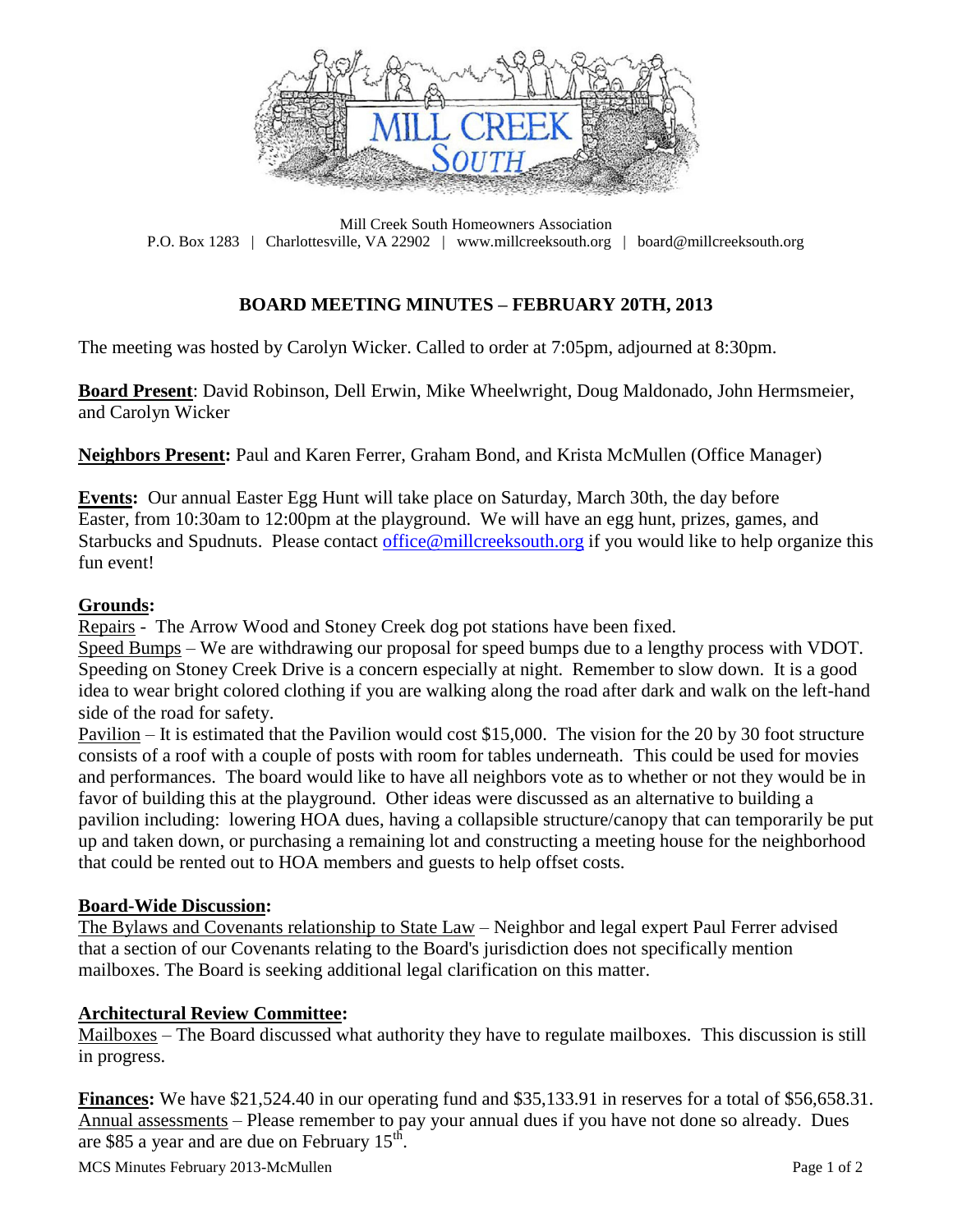Mill Creek South Homeowners Association
P.O. Box 1283 | Charlottesville, VA 22902 | www.millcreeksouth.org | board@millcreeksouth.org

# BOARD MEETING MINUTES – FEBRUARY 20TH, 2013

The meeting was hosted by Carolyn Wicker. Called to order at 7:05pm, adjourned at 8:30pm.

**Board Present**: David Robinson, Dell Erwin, Mike Wheelwright, Doug Maldonado, John Hermsmeier, and Carolyn Wicker

**Neighbors Present:** Paul and Karen Ferrer, Graham Bond, and Krista McMullen (Office Manager)

**Events:** Our annual Easter Egg Hunt will take place on Saturday, March 30th, the day before Easter, from 10:30am to 12:00pm at the playground. We will have an egg hunt, prizes, games, and Starbucks and Spudnuts. Please contact office@millcreeksouth.org if you would like to help organize this fun event!

## Grounds:

Repairs - The Arrow Wood and Stoney Creek dog pot stations have been fixed.

Speed Bumps – We are withdrawing our proposal for speed bumps due to a lengthy process with VDOT. Speeding on Stoney Creek Drive is a concern especially at night. Remember to slow down. It is a good idea to wear bright colored clothing if you are walking along the road after dark and walk on the left-hand side of the road for safety.

Pavilion – It is estimated that the Pavilion would cost $15,000. The vision for the 20 by 30 foot structure consists of a roof with a couple of posts with room for tables underneath. This could be used for movies and performances. The board would like to have all neighbors vote as to whether or not they would be in favor of building this at the playground. Other ideas were discussed as an alternative to building a pavilion including: lowering HOA dues, having a collapsible structure/canopy that can temporarily be put up and taken down, or purchasing a remaining lot and constructing a meeting house for the neighborhood that could be rented out to HOA members and guests to help offset costs.

## Board-Wide Discussion:

The Bylaws and Covenants relationship to State Law – Neighbor and legal expert Paul Ferrer advised that a section of our Covenants relating to the Board's jurisdiction does not specifically mention mailboxes. The Board is seeking additional legal clarification on this matter.

## Architectural Review Committee:

Mailboxes – The Board discussed what authority they have to regulate mailboxes. This discussion is still in progress.

**Finances:** We have $21,524.40 in our operating fund and $35,133.91 in reserves for a total of $56,658.31.

Annual assessments – Please remember to pay your annual dues if you have not done so already. Dues are $85 a year and are due on February 15th.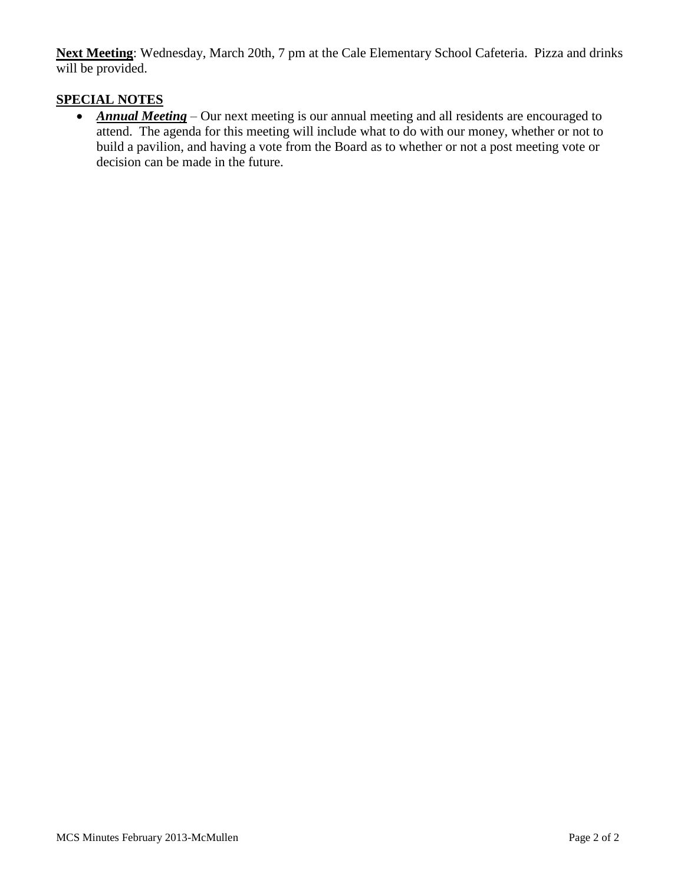**Next Meeting**: Wednesday, March 20th, 7 pm at the Cale Elementary School Cafeteria. Pizza and drinks will be provided.

## SPECIAL NOTES

- ***Annual Meeting*** – Our next meeting is our annual meeting and all residents are encouraged to attend. The agenda for this meeting will include what to do with our money, whether or not to build a pavilion, and having a vote from the Board as to whether or not a post meeting vote or decision can be made in the future.